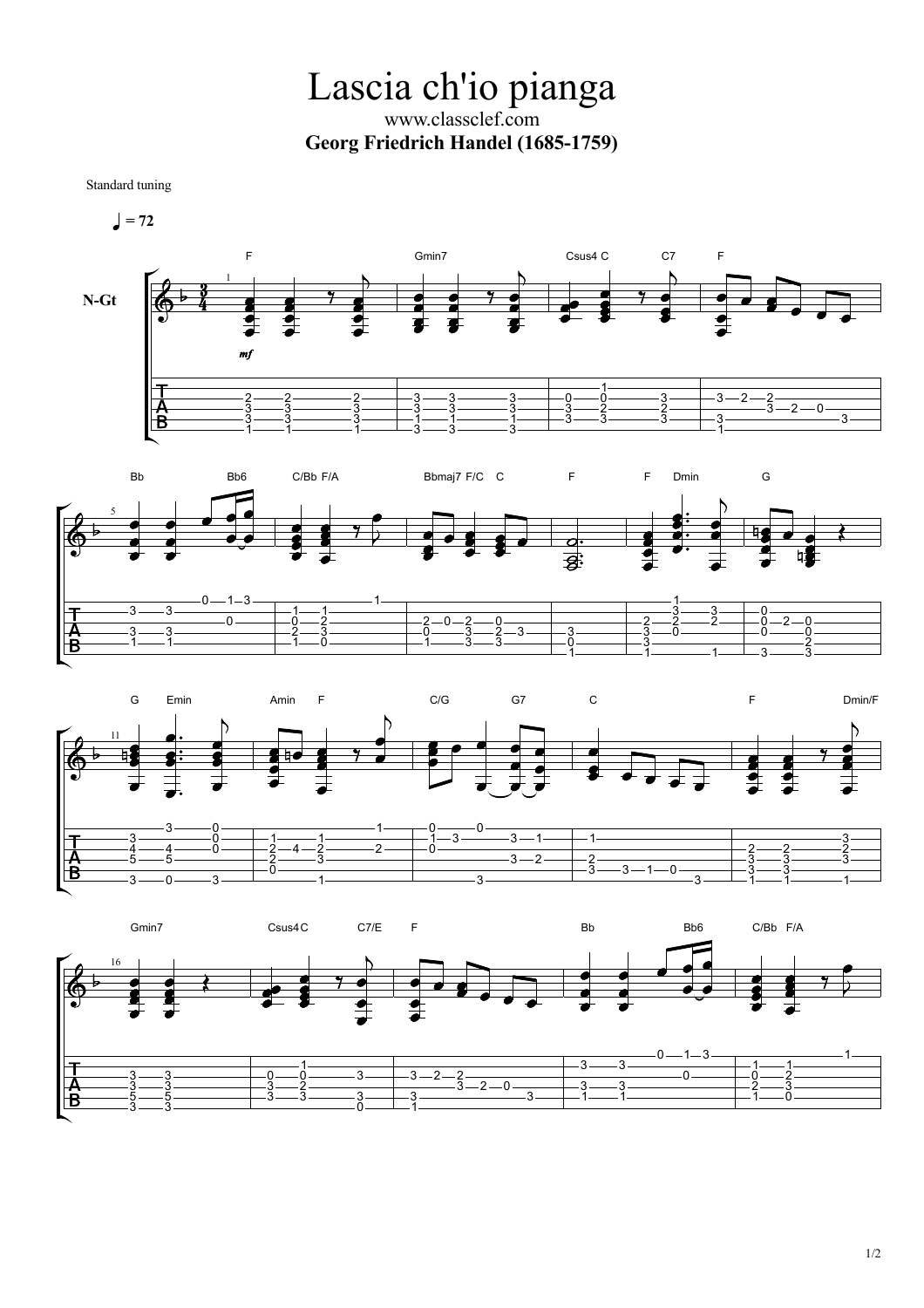# Lascia ch'io pianga

www.classclef.com

**Georg Friedrich Handel (1685-1759)**

Standard tuning

♩ = 72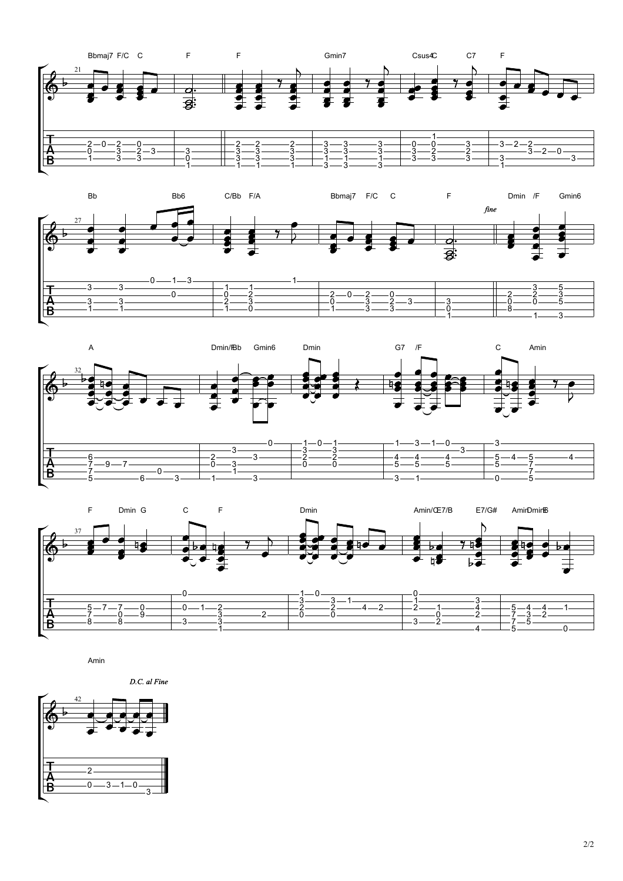Bbmaj7 F/C C F F Gmin7 Csus4 C C7 F

Bb Bb6 C/Bb F/A Bbmaj7 F/C C F Dmin /F Gmin6

*fine*

A Dmin/F Bb Gmin6 Dmin G7 /F C Amin

F Dmin G C F Dmin Amin/C E7/B E7/G# Amin Dmin6

Amin

*D.C. al Fine*